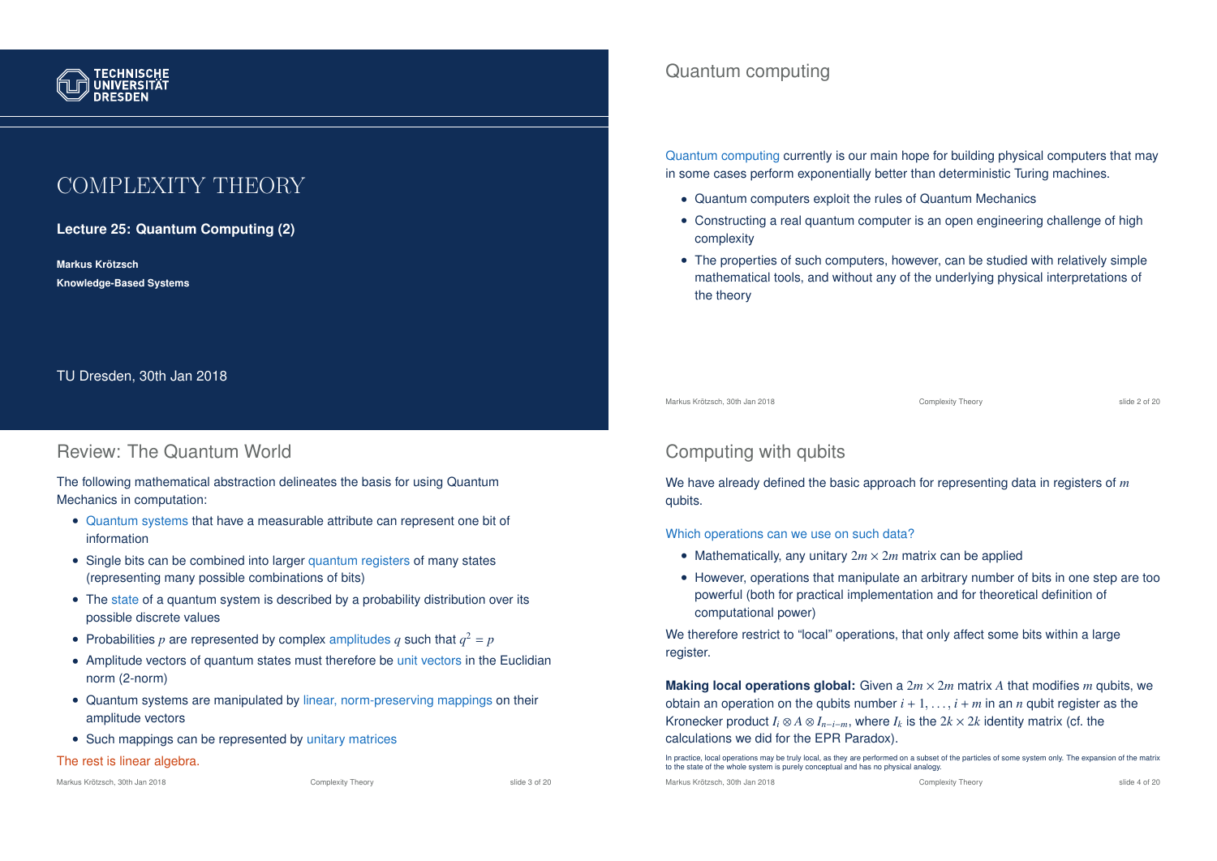# COMPLEXITY THEORY

**Lecture 25: Quantum Computing (2)**

**Markus Krötzsch**

**Knowledge-Based Systems**

TU Dresden, 30th Jan 2018

## Quantum computing

Quantum computing currently is our main hope for building physical computers that may in some cases perform exponentially better than deterministic Turing machines.

- Quantum computers exploit the rules of Quantum Mechanics
- Constructing a real quantum computer is an open engineering challenge of high complexity
- The properties of such computers, however, can be studied with relatively simple mathematical tools, and without any of the underlying physical interpretations of the theory

## Review: The Quantum World

The following mathematical abstraction delineates the basis for using Quantum Mechanics in computation:

- Quantum systems that have a measurable attribute can represent one bit of information
- Single bits can be combined into larger quantum registers of many states (representing many possible combinations of bits)
- The state of a quantum system is described by a probability distribution over its possible discrete values
- Probabilities $p$ are represented by complex amplitudes $q$ such that $q^2 = p$
- Amplitude vectors of quantum states must therefore be unit vectors in the Euclidian norm (2-norm)
- Quantum systems are manipulated by linear, norm-preserving mappings on their amplitude vectors
- Such mappings can be represented by unitary matrices

The rest is linear algebra.

## Computing with qubits

We have already defined the basic approach for representing data in registers of $m$ qubits.

Which operations can we use on such data?

- Mathematically, any unitary $2m \times 2m$ matrix can be applied
- However, operations that manipulate an arbitrary number of bits in one step are too powerful (both for practical implementation and for theoretical definition of computational power)

We therefore restrict to "local" operations, that only affect some bits within a large register.

**Making local operations global:** Given a $2m \times 2m$ matrix $A$ that modifies $m$ qubits, we obtain an operation on the qubits number $i + 1, \ldots, i + m$ in an $n$ qubit register as the Kronecker product $I_i \otimes A \otimes I_{n-i-m}$, where $I_k$ is the $2k \times 2k$ identity matrix (cf. the calculations we did for the EPR Paradox).

In practice, local operations may be truly local, as they are performed on a subset of the particles of some system only. The expansion of the matrix to the state of the whole system is purely conceptual and has no physical analogy.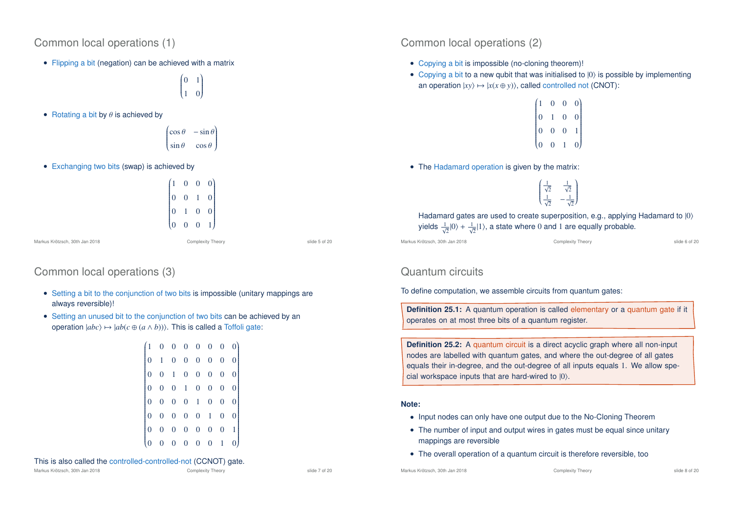## Common local operations (1)

- Flipping a bit (negation) can be achieved with a matrix

$$\begin{pmatrix} 0 & 1 \\ 1 & 0 \end{pmatrix}$$

- Rotating a bit by $\theta$ is achieved by

$$\begin{pmatrix} \cos\theta & -\sin\theta \\ \sin\theta & \cos\theta \end{pmatrix}$$

- Exchanging two bits (swap) is achieved by

$$\begin{pmatrix} 1 & 0 & 0 & 0 \\ 0 & 0 & 1 & 0 \\ 0 & 1 & 0 & 0 \\ 0 & 0 & 0 & 1 \end{pmatrix}$$

## Common local operations (2)

- Copying a bit is impossible (no-cloning theorem)!
- Copying a bit to a new qubit that was initialised to $|0\rangle$ is possible by implementing an operation $|xy\rangle \mapsto |x(x \oplus y)\rangle$, called controlled not (CNOT):

$$\begin{pmatrix} 1 & 0 & 0 & 0 \\ 0 & 1 & 0 & 0 \\ 0 & 0 & 0 & 1 \\ 0 & 0 & 1 & 0 \end{pmatrix}$$

- The Hadamard operation is given by the matrix:

$$\begin{pmatrix} \frac{1}{\sqrt{2}} & \frac{1}{\sqrt{2}} \\ \frac{1}{\sqrt{2}} & -\frac{1}{\sqrt{2}} \end{pmatrix}$$

Hadamard gates are used to create superposition, e.g., applying Hadamard to $|0\rangle$ yields $\frac{1}{\sqrt{2}}|0\rangle + \frac{1}{\sqrt{2}}|1\rangle$, a state where $0$ and $1$ are equally probable.

## Common local operations (3)

- Setting a bit to the conjunction of two bits is impossible (unitary mappings are always reversible)!
- Setting an unused bit to the conjunction of two bits can be achieved by an operation $|abc\rangle \mapsto |ab(c \oplus (a \wedge b))\rangle$. This is called a Toffoli gate:

$$\begin{pmatrix} 1 & 0 & 0 & 0 & 0 & 0 & 0 & 0 \\ 0 & 1 & 0 & 0 & 0 & 0 & 0 & 0 \\ 0 & 0 & 1 & 0 & 0 & 0 & 0 & 0 \\ 0 & 0 & 0 & 1 & 0 & 0 & 0 & 0 \\ 0 & 0 & 0 & 0 & 1 & 0 & 0 & 0 \\ 0 & 0 & 0 & 0 & 0 & 1 & 0 & 0 \\ 0 & 0 & 0 & 0 & 0 & 0 & 0 & 1 \\ 0 & 0 & 0 & 0 & 0 & 0 & 1 & 0 \end{pmatrix}$$

This is also called the controlled-controlled-not (CCNOT) gate.

## Quantum circuits

To define computation, we assemble circuits from quantum gates:

**Definition 25.1:** A quantum operation is called elementary or a quantum gate if it operates on at most three bits of a quantum register.

**Definition 25.2:** A quantum circuit is a direct acyclic graph where all non-input nodes are labelled with quantum gates, and where the out-degree of all gates equals their in-degree, and the out-degree of all inputs equals $1$. We allow special workspace inputs that are hard-wired to $|0\rangle$.

**Note:**

- Input nodes can only have one output due to the No-Cloning Theorem
- The number of input and output wires in gates must be equal since unitary mappings are reversible
- The overall operation of a quantum circuit is therefore reversible, too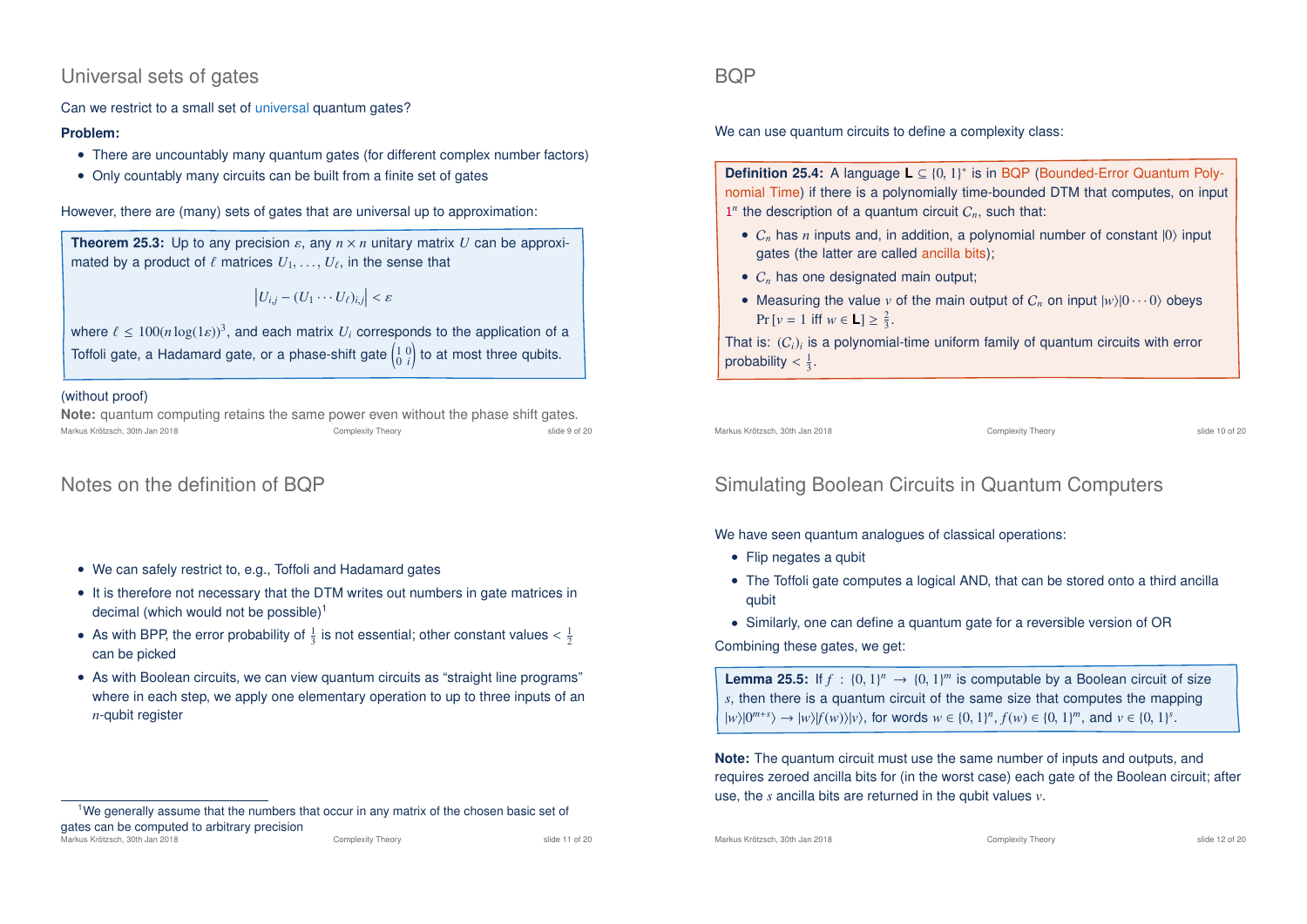## Universal sets of gates

Can we restrict to a small set of universal quantum gates?

**Problem:**

- There are uncountably many quantum gates (for different complex number factors)
- Only countably many circuits can be built from a finite set of gates

However, there are (many) sets of gates that are universal up to approximation:

**Theorem 25.3:** Up to any precision $\varepsilon$, any $n \times n$ unitary matrix $U$ can be approximated by a product of $\ell$ matrices $U_1, \ldots, U_\ell$, in the sense that

$$\left| U_{i,j} - (U_1 \cdots U_\ell)_{i,j} \right| < \varepsilon$$

where $\ell \leq 100(n \log(1\varepsilon))^3$, and each matrix $U_i$ corresponds to the application of a Toffoli gate, a Hadamard gate, or a phase-shift gate $\begin{pmatrix} 1 & 0 \\ 0 & i \end{pmatrix}$ to at most three qubits.

(without proof)

**Note:** quantum computing retains the same power even without the phase shift gates.

## BQP

We can use quantum circuits to define a complexity class:

**Definition 25.4:** A language $\mathbf{L} \subseteq \{0, 1\}^*$ is in BQP (Bounded-Error Quantum Polynomial Time) if there is a polynomially time-bounded DTM that computes, on input $1^n$ the description of a quantum circuit $C_n$, such that:

- $C_n$ has $n$ inputs and, in addition, a polynomial number of constant $|0\rangle$ input gates (the latter are called ancilla bits);
- $C_n$ has one designated main output;
- Measuring the value $v$ of the main output of $C_n$ on input $|w\rangle|0 \cdots 0\rangle$ obeys $\Pr[v = 1 \text{ iff } w \in \mathbf{L}] \geq \frac{2}{3}$.

That is: $(C_i)_i$ is a polynomial-time uniform family of quantum circuits with error probability $< \frac{1}{3}$.

## Notes on the definition of BQP

- We can safely restrict to, e.g., Toffoli and Hadamard gates
- It is therefore not necessary that the DTM writes out numbers in gate matrices in decimal (which would not be possible)[1]
- As with BPP, the error probability of $\frac{1}{3}$ is not essential; other constant values $< \frac{1}{2}$ can be picked
- As with Boolean circuits, we can view quantum circuits as "straight line programs" where in each step, we apply one elementary operation to up to three inputs of an $n$-qubit register

[1] We generally assume that the numbers that occur in any matrix of the chosen basic set of gates can be computed to arbitrary precision

## Simulating Boolean Circuits in Quantum Computers

We have seen quantum analogues of classical operations:

- Flip negates a qubit
- The Toffoli gate computes a logical AND, that can be stored onto a third ancilla qubit
- Similarly, one can define a quantum gate for a reversible version of OR

Combining these gates, we get:

**Lemma 25.5:** If $f : \{0, 1\}^n \to \{0, 1\}^m$ is computable by a Boolean circuit of size $s$, then there is a quantum circuit of the same size that computes the mapping $|w\rangle|0^{m+s}\rangle \to |w\rangle|f(w)\rangle|v\rangle$, for words $w \in \{0, 1\}^n$, $f(w) \in \{0, 1\}^m$, and $v \in \{0, 1\}^s$.

**Note:** The quantum circuit must use the same number of inputs and outputs, and requires zeroed ancilla bits for (in the worst case) each gate of the Boolean circuit; after use, the $s$ ancilla bits are returned in the qubit values $v$.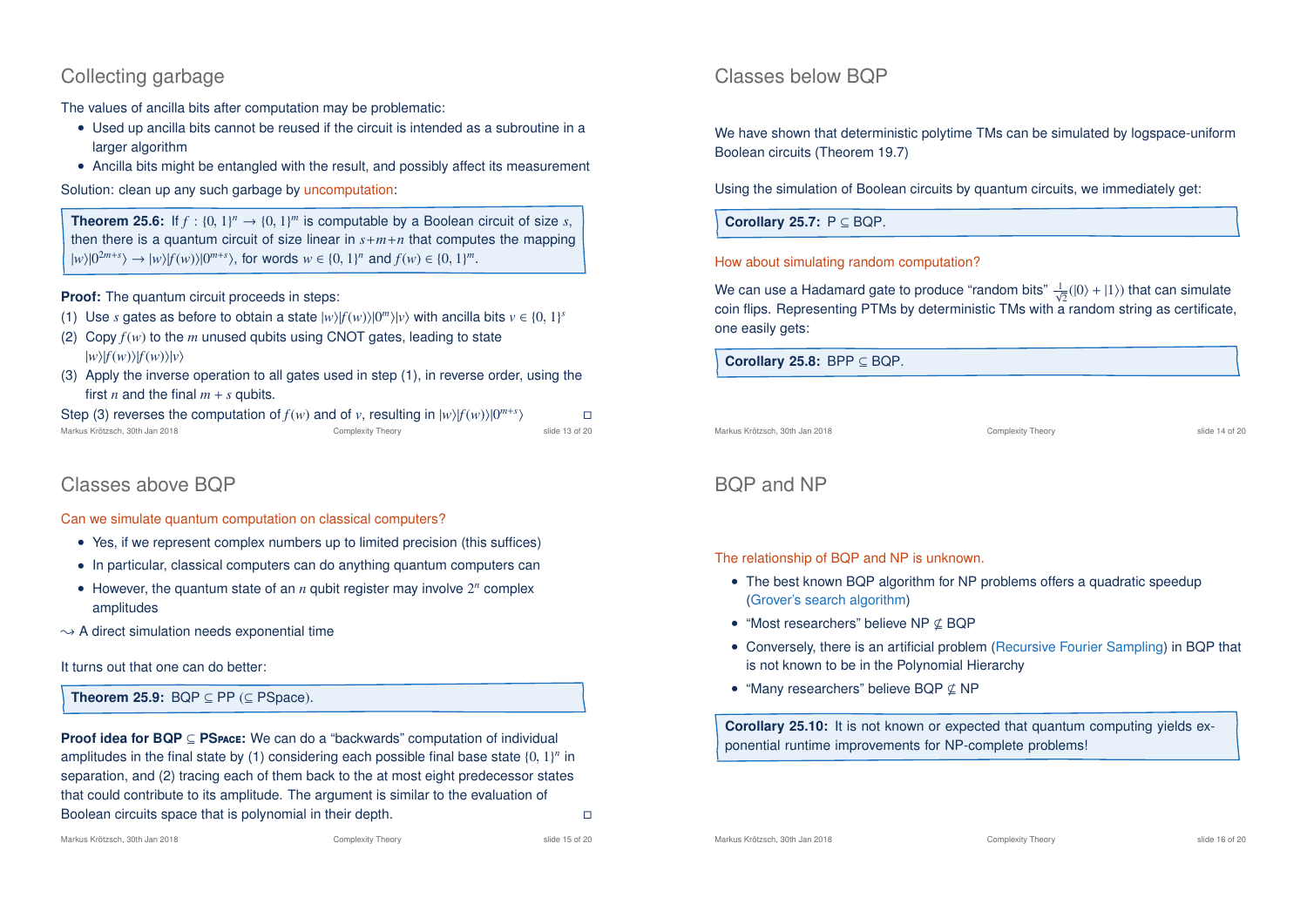## Collecting garbage

The values of ancilla bits after computation may be problematic:

- Used up ancilla bits cannot be reused if the circuit is intended as a subroutine in a larger algorithm
- Ancilla bits might be entangled with the result, and possibly affect its measurement

Solution: clean up any such garbage by uncomputation:

**Theorem 25.6:** If $f : \{0,1\}^n \to \{0,1\}^m$ is computable by a Boolean circuit of size $s$, then there is a quantum circuit of size linear in $s+m+n$ that computes the mapping $|w\rangle|0^{2m+s}\rangle \to |w\rangle|f(w)\rangle|0^{m+s}\rangle$, for words $w \in \{0,1\}^n$ and $f(w) \in \{0,1\}^m$.

**Proof:** The quantum circuit proceeds in steps:

(1) Use $s$ gates as before to obtain a state $|w\rangle|f(w)\rangle|0^m\rangle|v\rangle$ with ancilla bits $v \in \{0,1\}^s$

(2) Copy $f(w)$ to the $m$ unused qubits using CNOT gates, leading to state $|w\rangle|f(w)\rangle|f(w)\rangle|v\rangle$

(3) Apply the inverse operation to all gates used in step (1), in reverse order, using the first $n$ and the final $m+s$ qubits.

Step (3) reverses the computation of $f(w)$ and of $v$, resulting in $|w\rangle|f(w)\rangle|0^{m+s}\rangle$ □

## Classes below BQP

We have shown that deterministic polytime TMs can be simulated by logspace-uniform Boolean circuits (Theorem 19.7)

Using the simulation of Boolean circuits by quantum circuits, we immediately get:

**Corollary 25.7:** P ⊆ BQP.

How about simulating random computation?

We can use a Hadamard gate to produce "random bits" $\frac{1}{\sqrt{2}}(|0\rangle + |1\rangle)$ that can simulate coin flips. Representing PTMs by deterministic TMs with a random string as certificate, one easily gets:

**Corollary 25.8:** BPP ⊆ BQP.

## Classes above BQP

Can we simulate quantum computation on classical computers?

- Yes, if we represent complex numbers up to limited precision (this suffices)
- In particular, classical computers can do anything quantum computers can
- However, the quantum state of an $n$ qubit register may involve $2^n$ complex amplitudes

⇝ A direct simulation needs exponential time

It turns out that one can do better:

**Theorem 25.9:** BQP ⊆ PP (⊆ PSpace).

**Proof idea for BQP ⊆ PSpace:** We can do a "backwards" computation of individual amplitudes in the final state by (1) considering each possible final base state $\{0,1\}^n$ in separation, and (2) tracing each of them back to the at most eight predecessor states that could contribute to its amplitude. The argument is similar to the evaluation of Boolean circuits space that is polynomial in their depth. □

## BQP and NP

The relationship of BQP and NP is unknown.

- The best known BQP algorithm for NP problems offers a quadratic speedup (Grover's search algorithm)
- "Most researchers" believe NP ⊈ BQP
- Conversely, there is an artificial problem (Recursive Fourier Sampling) in BQP that is not known to be in the Polynomial Hierarchy
- "Many researchers" believe BQP ⊈ NP

**Corollary 25.10:** It is not known or expected that quantum computing yields exponential runtime improvements for NP-complete problems!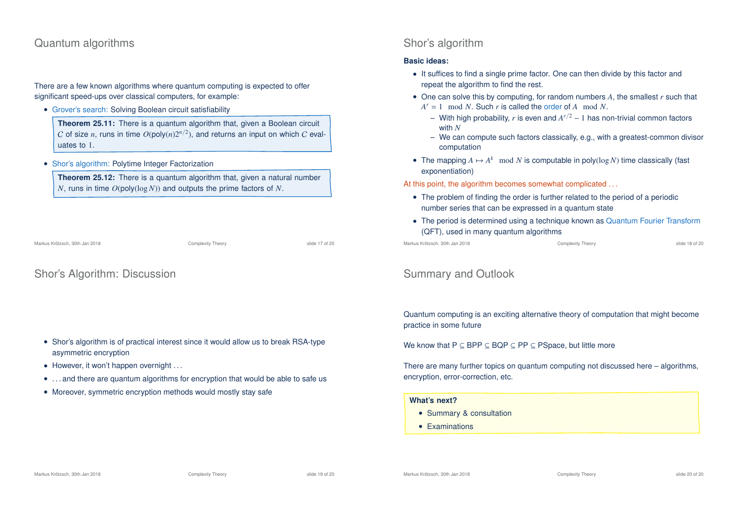## Quantum algorithms

There are a few known algorithms where quantum computing is expected to offer significant speed-ups over classical computers, for example:

- Grover's search: Solving Boolean circuit satisfiability

**Theorem 25.11:** There is a quantum algorithm that, given a Boolean circuit $C$ of size $n$, runs in time $O(\text{poly}(n)2^{n/2})$, and returns an input on which $C$ evaluates to $1$.

- Shor's algorithm: Polytime Integer Factorization

**Theorem 25.12:** There is a quantum algorithm that, given a natural number $N$, runs in time $O(\text{poly}(\log N))$ and outputs the prime factors of $N$.

## Shor's algorithm

**Basic ideas:**

- It suffices to find a single prime factor. One can then divide by this factor and repeat the algorithm to find the rest.
- One can solve this by computing, for random numbers $A$, the smallest $r$ such that $A^r = 1 \mod N$. Such $r$ is called the order of $A \mod N$.
  - With high probability, $r$ is even and $A^{r/2} - 1$ has non-trivial common factors with $N$
  - We can compute such factors classically, e.g., with a greatest-common divisor computation
- The mapping $A \mapsto A^k \mod N$ is computable in $\text{poly}(\log N)$ time classically (fast exponentiation)

At this point, the algorithm becomes somewhat complicated ...

- The problem of finding the order is further related to the period of a periodic number series that can be expressed in a quantum state
- The period is determined using a technique known as Quantum Fourier Transform (QFT), used in many quantum algorithms

## Shor's Algorithm: Discussion

- Shor's algorithm is of practical interest since it would allow us to break RSA-type asymmetric encryption
- However, it won't happen overnight ...
- ... and there are quantum algorithms for encryption that would be able to safe us
- Moreover, symmetric encryption methods would mostly stay safe

## Summary and Outlook

Quantum computing is an exciting alternative theory of computation that might become practice in some future

We know that P $\subseteq$ BPP $\subseteq$ BQP $\subseteq$ PP $\subseteq$ PSpace, but little more

There are many further topics on quantum computing not discussed here – algorithms, encryption, error-correction, etc.

**What's next?**

- Summary & consultation
- Examinations